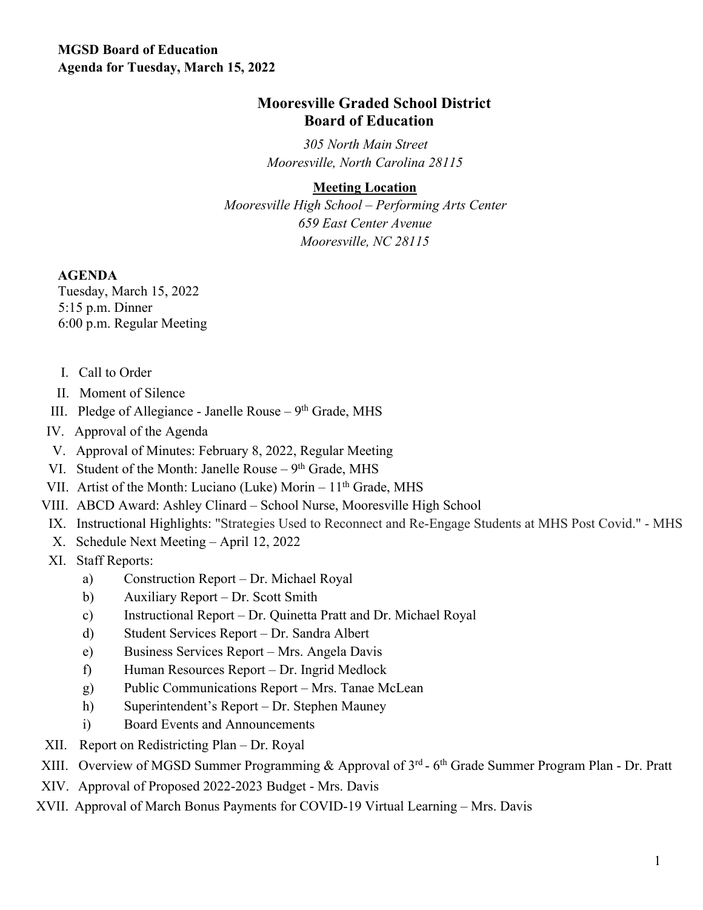**MGSD Board of Education**
**Agenda for Tuesday, March 15, 2022**

# Mooresville Graded School District
# Board of Education

*305 North Main Street*
*Mooresville, North Carolina 28115*

**Meeting Location**

*Mooresville High School – Performing Arts Center*
*659 East Center Avenue*
*Mooresville, NC 28115*

**AGENDA**
Tuesday, March 15, 2022
5:15 p.m. Dinner
6:00 p.m. Regular Meeting

I. Call to Order
II. Moment of Silence
III. Pledge of Allegiance - Janelle Rouse – 9th Grade, MHS
IV. Approval of the Agenda
V. Approval of Minutes: February 8, 2022, Regular Meeting
VI. Student of the Month: Janelle Rouse – 9th Grade, MHS
VII. Artist of the Month: Luciano (Luke) Morin – 11th Grade, MHS
VIII. ABCD Award: Ashley Clinard – School Nurse, Mooresville High School
IX. Instructional Highlights: "Strategies Used to Reconnect and Re-Engage Students at MHS Post Covid." - MHS
X. Schedule Next Meeting – April 12, 2022
XI. Staff Reports:
  a) Construction Report – Dr. Michael Royal
  b) Auxiliary Report – Dr. Scott Smith
  c) Instructional Report – Dr. Quinetta Pratt and Dr. Michael Royal
  d) Student Services Report – Dr. Sandra Albert
  e) Business Services Report – Mrs. Angela Davis
  f) Human Resources Report – Dr. Ingrid Medlock
  g) Public Communications Report – Mrs. Tanae McLean
  h) Superintendent's Report – Dr. Stephen Mauney
  i) Board Events and Announcements
XII. Report on Redistricting Plan – Dr. Royal
XIII. Overview of MGSD Summer Programming & Approval of 3rd - 6th Grade Summer Program Plan - Dr. Pratt
XIV. Approval of Proposed 2022-2023 Budget - Mrs. Davis
XVII. Approval of March Bonus Payments for COVID-19 Virtual Learning – Mrs. Davis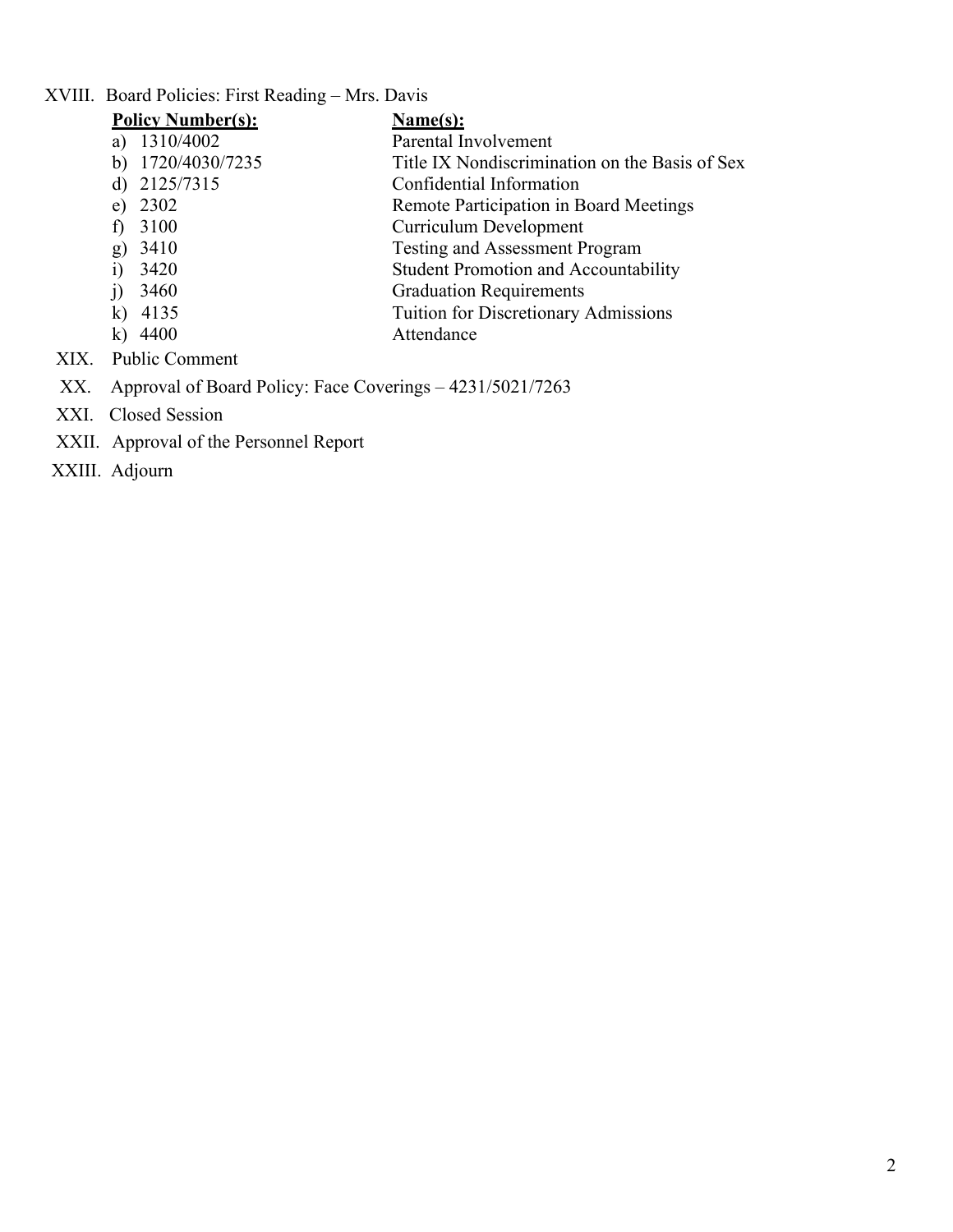XVIII. Board Policies: First Reading – Mrs. Davis

| **Policy Number(s):** | **Name(s):** |
|---|---|
| a) 1310/4002 | Parental Involvement |
| b) 1720/4030/7235 | Title IX Nondiscrimination on the Basis of Sex |
| d) 2125/7315 | Confidential Information |
| e) 2302 | Remote Participation in Board Meetings |
| f) 3100 | Curriculum Development |
| g) 3410 | Testing and Assessment Program |
| i) 3420 | Student Promotion and Accountability |
| j) 3460 | Graduation Requirements |
| k) 4135 | Tuition for Discretionary Admissions |
| k) 4400 | Attendance |

XIX. Public Comment

XX. Approval of Board Policy: Face Coverings – 4231/5021/7263

XXI. Closed Session

XXII. Approval of the Personnel Report

XXIII. Adjourn